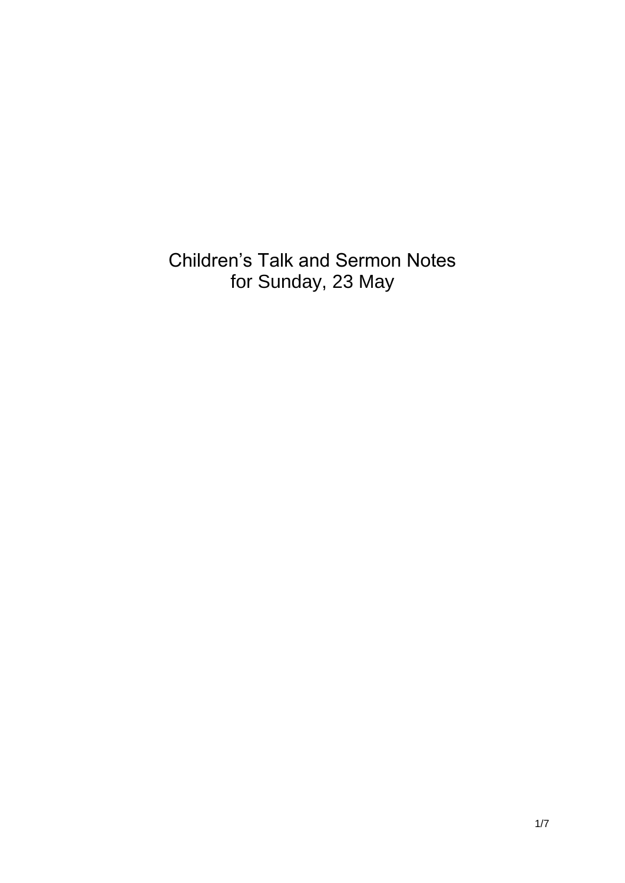# Children's Talk and Sermon Notes for Sunday, 23 May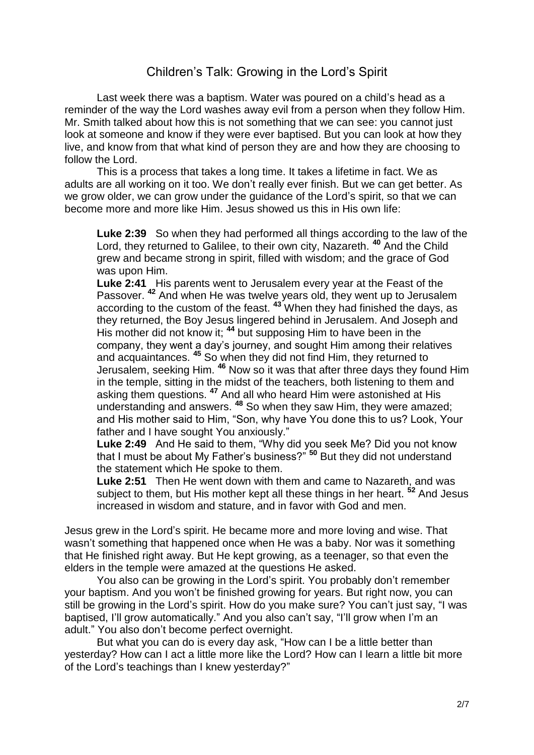# Children's Talk: Growing in the Lord's Spirit

Last week there was a baptism. Water was poured on a child's head as a reminder of the way the Lord washes away evil from a person when they follow Him. Mr. Smith talked about how this is not something that we can see: you cannot just look at someone and know if they were ever baptised. But you can look at how they live, and know from that what kind of person they are and how they are choosing to follow the Lord.

This is a process that takes a long time. It takes a lifetime in fact. We as adults are all working on it too. We don't really ever finish. But we can get better. As we grow older, we can grow under the guidance of the Lord's spirit, so that we can become more and more like Him. Jesus showed us this in His own life:

> **Luke 2:39** So when they had performed all things according to the law of the Lord, they returned to Galilee, to their own city, Nazareth. **40** And the Child grew and became strong in spirit, filled with wisdom; and the grace of God was upon Him.
> **Luke 2:41** His parents went to Jerusalem every year at the Feast of the Passover. **42** And when He was twelve years old, they went up to Jerusalem according to the custom of the feast. **43** When they had finished the days, as they returned, the Boy Jesus lingered behind in Jerusalem. And Joseph and His mother did not know it; **44** but supposing Him to have been in the company, they went a day's journey, and sought Him among their relatives and acquaintances. **45** So when they did not find Him, they returned to Jerusalem, seeking Him. **46** Now so it was that after three days they found Him in the temple, sitting in the midst of the teachers, both listening to them and asking them questions. **47** And all who heard Him were astonished at His understanding and answers. **48** So when they saw Him, they were amazed; and His mother said to Him, "Son, why have You done this to us? Look, Your father and I have sought You anxiously."
> **Luke 2:49** And He said to them, "Why did you seek Me? Did you not know that I must be about My Father's business?" **50** But they did not understand the statement which He spoke to them.
> **Luke 2:51** Then He went down with them and came to Nazareth, and was subject to them, but His mother kept all these things in her heart. **52** And Jesus increased in wisdom and stature, and in favor with God and men.

Jesus grew in the Lord's spirit. He became more and more loving and wise. That wasn't something that happened once when He was a baby. Nor was it something that He finished right away. But He kept growing, as a teenager, so that even the elders in the temple were amazed at the questions He asked.

You also can be growing in the Lord's spirit. You probably don't remember your baptism. And you won't be finished growing for years. But right now, you can still be growing in the Lord's spirit. How do you make sure? You can't just say, "I was baptised, I'll grow automatically." And you also can't say, "I'll grow when I'm an adult." You also don't become perfect overnight.

But what you can do is every day ask, "How can I be a little better than yesterday? How can I act a little more like the Lord? How can I learn a little bit more of the Lord's teachings than I knew yesterday?"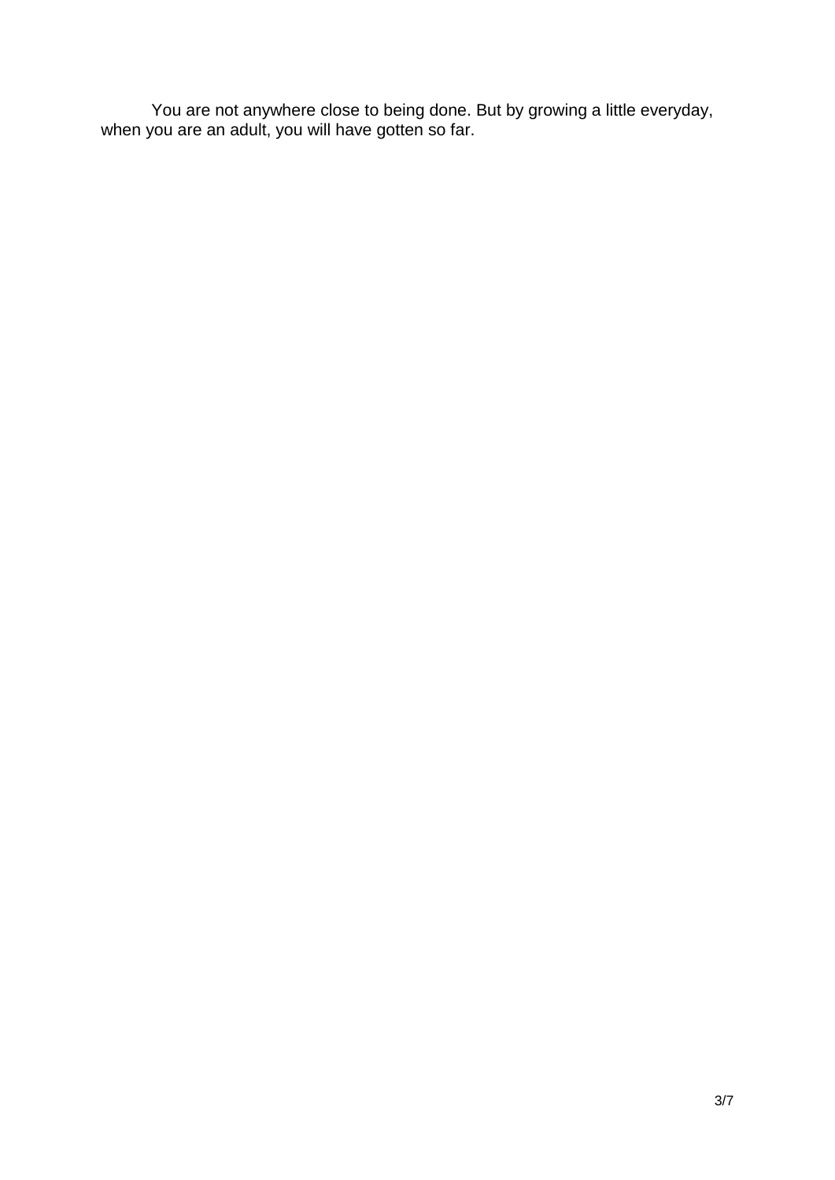You are not anywhere close to being done. But by growing a little everyday, when you are an adult, you will have gotten so far.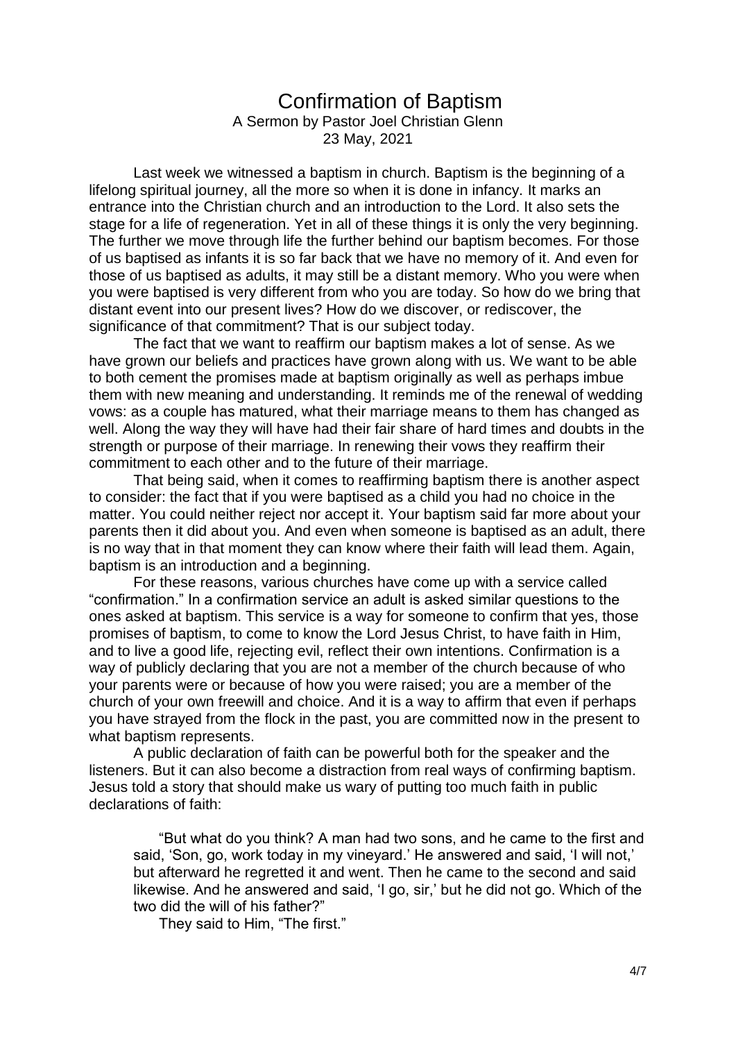# Confirmation of Baptism

A Sermon by Pastor Joel Christian Glenn
23 May, 2021

Last week we witnessed a baptism in church. Baptism is the beginning of a lifelong spiritual journey, all the more so when it is done in infancy. It marks an entrance into the Christian church and an introduction to the Lord. It also sets the stage for a life of regeneration. Yet in all of these things it is only the very beginning. The further we move through life the further behind our baptism becomes. For those of us baptised as infants it is so far back that we have no memory of it. And even for those of us baptised as adults, it may still be a distant memory. Who you were when you were baptised is very different from who you are today. So how do we bring that distant event into our present lives? How do we discover, or rediscover, the significance of that commitment? That is our subject today.

The fact that we want to reaffirm our baptism makes a lot of sense. As we have grown our beliefs and practices have grown along with us. We want to be able to both cement the promises made at baptism originally as well as perhaps imbue them with new meaning and understanding. It reminds me of the renewal of wedding vows: as a couple has matured, what their marriage means to them has changed as well. Along the way they will have had their fair share of hard times and doubts in the strength or purpose of their marriage. In renewing their vows they reaffirm their commitment to each other and to the future of their marriage.

That being said, when it comes to reaffirming baptism there is another aspect to consider: the fact that if you were baptised as a child you had no choice in the matter. You could neither reject nor accept it. Your baptism said far more about your parents then it did about you. And even when someone is baptised as an adult, there is no way that in that moment they can know where their faith will lead them. Again, baptism is an introduction and a beginning.

For these reasons, various churches have come up with a service called "confirmation." In a confirmation service an adult is asked similar questions to the ones asked at baptism. This service is a way for someone to confirm that yes, those promises of baptism, to come to know the Lord Jesus Christ, to have faith in Him, and to live a good life, rejecting evil, reflect their own intentions. Confirmation is a way of publicly declaring that you are not a member of the church because of who your parents were or because of how you were raised; you are a member of the church of your own freewill and choice. And it is a way to affirm that even if perhaps you have strayed from the flock in the past, you are committed now in the present to what baptism represents.

A public declaration of faith can be powerful both for the speaker and the listeners. But it can also become a distraction from real ways of confirming baptism. Jesus told a story that should make us wary of putting too much faith in public declarations of faith:

> "But what do you think? A man had two sons, and he came to the first and said, 'Son, go, work today in my vineyard.' He answered and said, 'I will not,' but afterward he regretted it and went. Then he came to the second and said likewise. And he answered and said, 'I go, sir,' but he did not go. Which of the two did the will of his father?"
>
> They said to Him, "The first."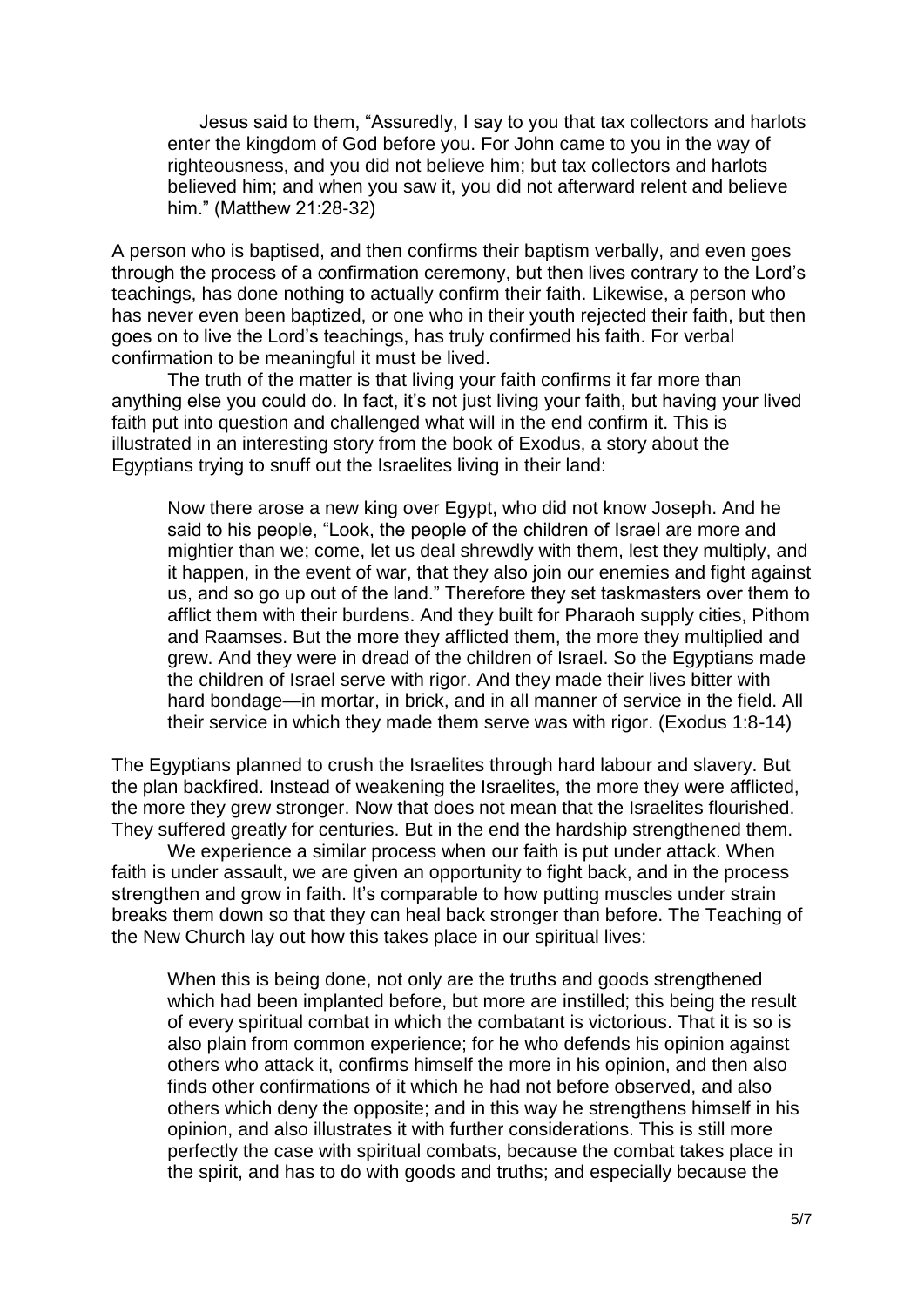> Jesus said to them, “Assuredly, I say to you that tax collectors and harlots enter the kingdom of God before you. For John came to you in the way of righteousness, and you did not believe him; but tax collectors and harlots believed him; and when you saw it, you did not afterward relent and believe him.” (Matthew 21:28-32)

A person who is baptised, and then confirms their baptism verbally, and even goes through the process of a confirmation ceremony, but then lives contrary to the Lord’s teachings, has done nothing to actually confirm their faith. Likewise, a person who has never even been baptized, or one who in their youth rejected their faith, but then goes on to live the Lord’s teachings, has truly confirmed his faith. For verbal confirmation to be meaningful it must be lived.

The truth of the matter is that living your faith confirms it far more than anything else you could do. In fact, it’s not just living your faith, but having your lived faith put into question and challenged what will in the end confirm it. This is illustrated in an interesting story from the book of Exodus, a story about the Egyptians trying to snuff out the Israelites living in their land:

> Now there arose a new king over Egypt, who did not know Joseph. And he said to his people, “Look, the people of the children of Israel are more and mightier than we; come, let us deal shrewdly with them, lest they multiply, and it happen, in the event of war, that they also join our enemies and fight against us, and so go up out of the land.” Therefore they set taskmasters over them to afflict them with their burdens. And they built for Pharaoh supply cities, Pithom and Raamses. But the more they afflicted them, the more they multiplied and grew. And they were in dread of the children of Israel. So the Egyptians made the children of Israel serve with rigor. And they made their lives bitter with hard bondage—in mortar, in brick, and in all manner of service in the field. All their service in which they made them serve was with rigor. (Exodus 1:8-14)

The Egyptians planned to crush the Israelites through hard labour and slavery. But the plan backfired. Instead of weakening the Israelites, the more they were afflicted, the more they grew stronger. Now that does not mean that the Israelites flourished. They suffered greatly for centuries. But in the end the hardship strengthened them.

We experience a similar process when our faith is put under attack. When faith is under assault, we are given an opportunity to fight back, and in the process strengthen and grow in faith. It’s comparable to how putting muscles under strain breaks them down so that they can heal back stronger than before. The Teaching of the New Church lay out how this takes place in our spiritual lives:

> When this is being done, not only are the truths and goods strengthened which had been implanted before, but more are instilled; this being the result of every spiritual combat in which the combatant is victorious. That it is so is also plain from common experience; for he who defends his opinion against others who attack it, confirms himself the more in his opinion, and then also finds other confirmations of it which he had not before observed, and also others which deny the opposite; and in this way he strengthens himself in his opinion, and also illustrates it with further considerations. This is still more perfectly the case with spiritual combats, because the combat takes place in the spirit, and has to do with goods and truths; and especially because the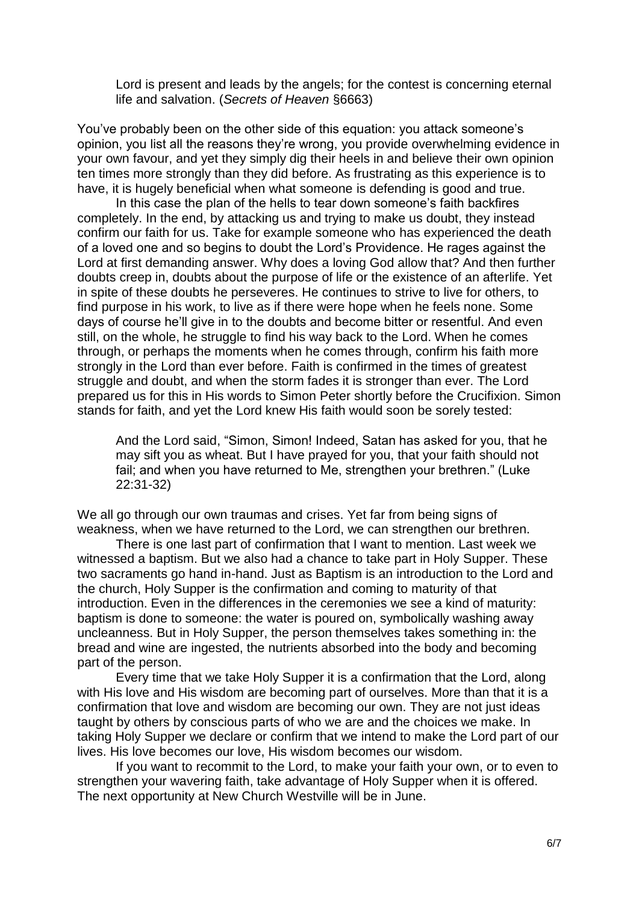> Lord is present and leads by the angels; for the contest is concerning eternal life and salvation. (*Secrets of Heaven* §6663)

You've probably been on the other side of this equation: you attack someone's opinion, you list all the reasons they're wrong, you provide overwhelming evidence in your own favour, and yet they simply dig their heels in and believe their own opinion ten times more strongly than they did before. As frustrating as this experience is to have, it is hugely beneficial when what someone is defending is good and true.

In this case the plan of the hells to tear down someone's faith backfires completely. In the end, by attacking us and trying to make us doubt, they instead confirm our faith for us. Take for example someone who has experienced the death of a loved one and so begins to doubt the Lord's Providence. He rages against the Lord at first demanding answer. Why does a loving God allow that? And then further doubts creep in, doubts about the purpose of life or the existence of an afterlife. Yet in spite of these doubts he perseveres. He continues to strive to live for others, to find purpose in his work, to live as if there were hope when he feels none. Some days of course he'll give in to the doubts and become bitter or resentful. And even still, on the whole, he struggle to find his way back to the Lord. When he comes through, or perhaps the moments when he comes through, confirm his faith more strongly in the Lord than ever before. Faith is confirmed in the times of greatest struggle and doubt, and when the storm fades it is stronger than ever. The Lord prepared us for this in His words to Simon Peter shortly before the Crucifixion. Simon stands for faith, and yet the Lord knew His faith would soon be sorely tested:

> And the Lord said, "Simon, Simon! Indeed, Satan has asked for you, that he may sift you as wheat. But I have prayed for you, that your faith should not fail; and when you have returned to Me, strengthen your brethren." (Luke 22:31-32)

We all go through our own traumas and crises. Yet far from being signs of weakness, when we have returned to the Lord, we can strengthen our brethren.

There is one last part of confirmation that I want to mention. Last week we witnessed a baptism. But we also had a chance to take part in Holy Supper. These two sacraments go hand in-hand. Just as Baptism is an introduction to the Lord and the church, Holy Supper is the confirmation and coming to maturity of that introduction. Even in the differences in the ceremonies we see a kind of maturity: baptism is done to someone: the water is poured on, symbolically washing away uncleanness. But in Holy Supper, the person themselves takes something in: the bread and wine are ingested, the nutrients absorbed into the body and becoming part of the person.

Every time that we take Holy Supper it is a confirmation that the Lord, along with His love and His wisdom are becoming part of ourselves. More than that it is a confirmation that love and wisdom are becoming our own. They are not just ideas taught by others by conscious parts of who we are and the choices we make. In taking Holy Supper we declare or confirm that we intend to make the Lord part of our lives. His love becomes our love, His wisdom becomes our wisdom.

If you want to recommit to the Lord, to make your faith your own, or to even to strengthen your wavering faith, take advantage of Holy Supper when it is offered. The next opportunity at New Church Westville will be in June.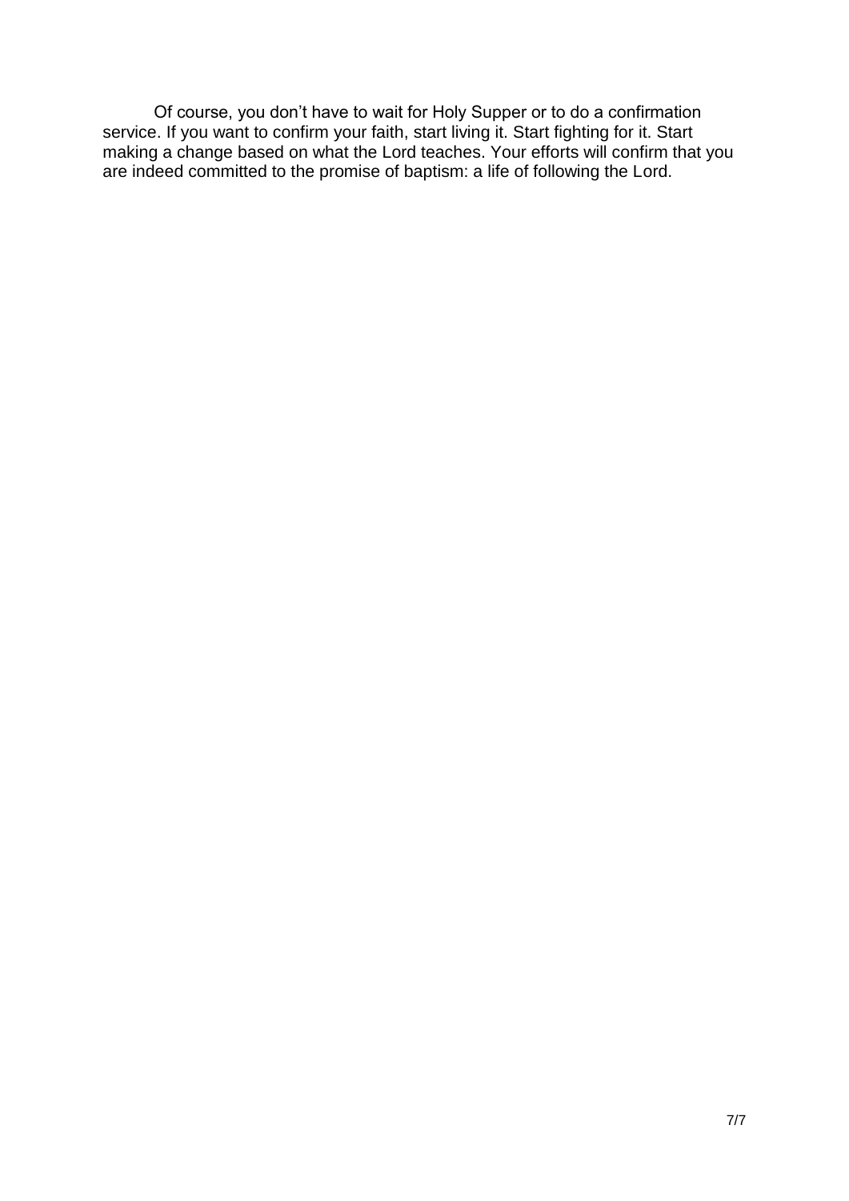Of course, you don’t have to wait for Holy Supper or to do a confirmation service. If you want to confirm your faith, start living it. Start fighting for it. Start making a change based on what the Lord teaches. Your efforts will confirm that you are indeed committed to the promise of baptism: a life of following the Lord.